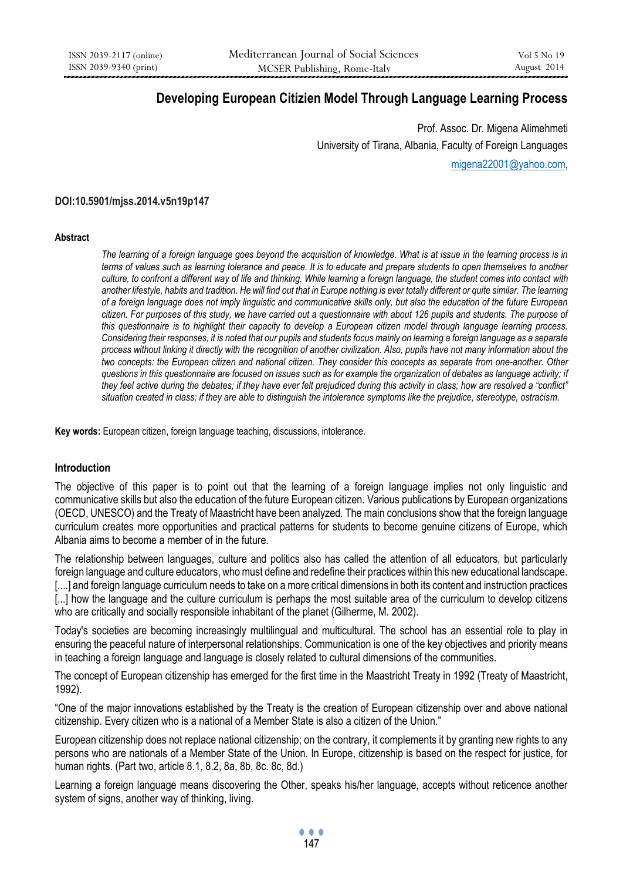# Developing European Citizien Model Through Language Learning Process

Prof. Assoc. Dr. Migena Alimehmeti

University of Tirana, Albania, Faculty of Foreign Languages

migena22001@yahoo.com,

**DOI:10.5901/mjss.2014.v5n19p147**

#### Abstract

*The learning of a foreign language goes beyond the acquisition of knowledge. What is at issue in the learning process is in terms of values such as learning tolerance and peace. It is to educate and prepare students to open themselves to another culture, to confront a different way of life and thinking. While learning a foreign language, the student comes into contact with another lifestyle, habits and tradition. He will find out that in Europe nothing is ever totally different or quite similar. The learning of a foreign language does not imply linguistic and communicative skills only, but also the education of the future European citizen. For purposes of this study, we have carried out a questionnaire with about 126 pupils and students. The purpose of this questionnaire is to highlight their capacity to develop a European citizen model through language learning process. Considering their responses, it is noted that our pupils and students focus mainly on learning a foreign language as a separate process without linking it directly with the recognition of another civilization. Also, pupils have not many information about the two concepts: the European citizen and national citizen. They consider this concepts as separate from one-another. Other questions in this questionnaire are focused on issues such as for example the organization of debates as language activity; if they feel active during the debates; if they have ever felt prejudiced during this activity in class; how are resolved a "conflict" situation created in class; if they are able to distinguish the intolerance symptoms like the prejudice, stereotype, ostracism.*

**Key words:** European citizen, foreign language teaching, discussions, intolerance.

#### Introduction

The objective of this paper is to point out that the learning of a foreign language implies not only linguistic and communicative skills but also the education of the future European citizen. Various publications by European organizations (OECD, UNESCO) and the Treaty of Maastricht have been analyzed. The main conclusions show that the foreign language curriculum creates more opportunities and practical patterns for students to become genuine citizens of Europe, which Albania aims to become a member of in the future.

The relationship between languages, culture and politics also has called the attention of all educators, but particularly foreign language and culture educators, who must define and redefine their practices within this new educational landscape. [....] and foreign language curriculum needs to take on a more critical dimensions in both its content and instruction practices [...] how the language and the culture curriculum is perhaps the most suitable area of the curriculum to develop citizens who are critically and socially responsible inhabitant of the planet (Gilherme, M. 2002).

Today's societies are becoming increasingly multilingual and multicultural. The school has an essential role to play in ensuring the peaceful nature of interpersonal relationships. Communication is one of the key objectives and priority means in teaching a foreign language and language is closely related to cultural dimensions of the communities.

The concept of European citizenship has emerged for the first time in the Maastricht Treaty in 1992 (Treaty of Maastricht, 1992).

"One of the major innovations established by the Treaty is the creation of European citizenship over and above national citizenship. Every citizen who is a national of a Member State is also a citizen of the Union."

European citizenship does not replace national citizenship; on the contrary, it complements it by granting new rights to any persons who are nationals of a Member State of the Union. In Europe, citizenship is based on the respect for justice, for human rights. (Part two, article 8.1, 8.2, 8a, 8b, 8c. 8c, 8d.)

Learning a foreign language means discovering the Other, speaks his/her language, accepts without reticence another system of signs, another way of thinking, living.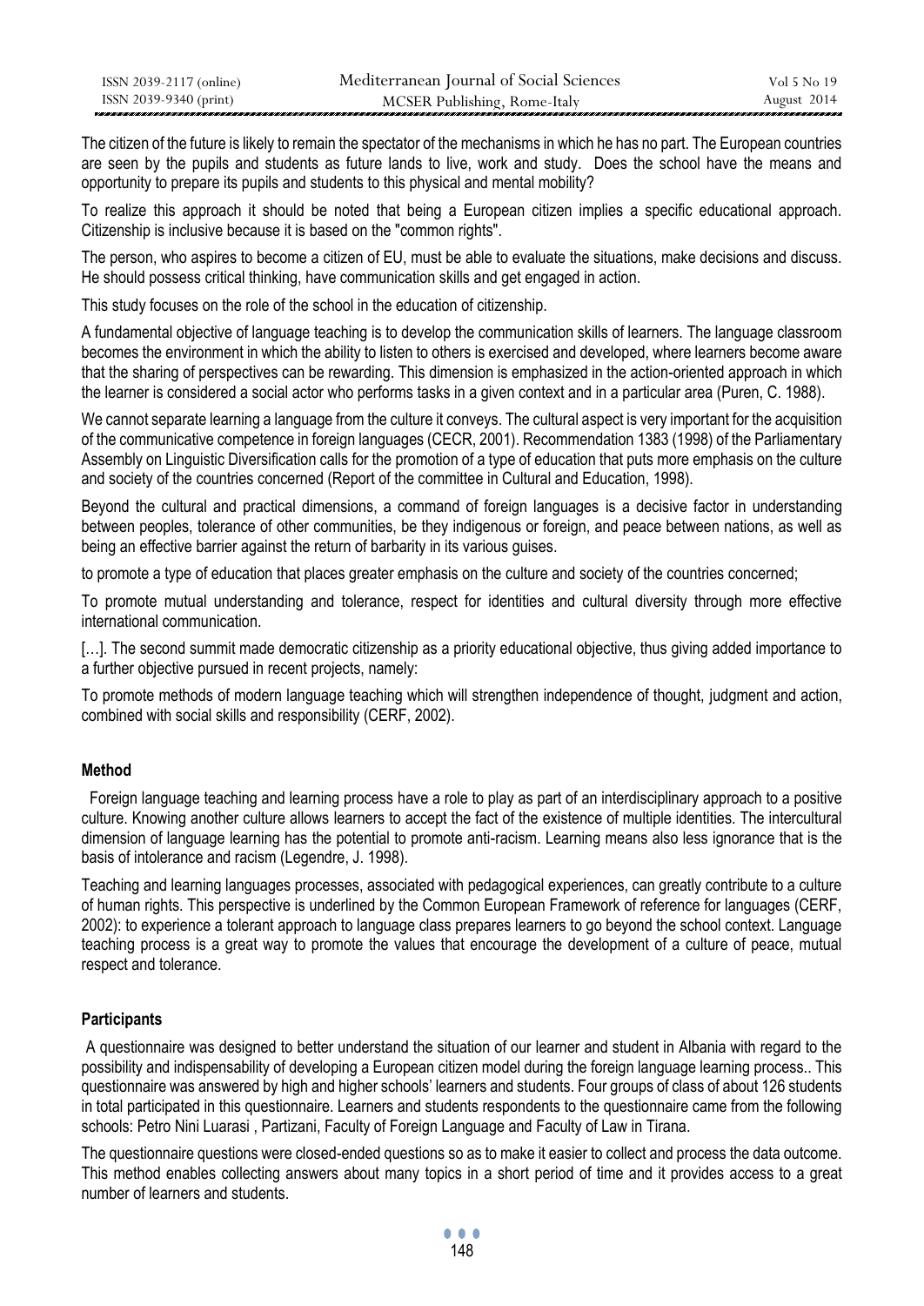The citizen of the future is likely to remain the spectator of the mechanisms in which he has no part. The European countries are seen by the pupils and students as future lands to live, work and study. Does the school have the means and opportunity to prepare its pupils and students to this physical and mental mobility?

To realize this approach it should be noted that being a European citizen implies a specific educational approach. Citizenship is inclusive because it is based on the "common rights".

The person, who aspires to become a citizen of EU, must be able to evaluate the situations, make decisions and discuss. He should possess critical thinking, have communication skills and get engaged in action.

This study focuses on the role of the school in the education of citizenship.

A fundamental objective of language teaching is to develop the communication skills of learners. The language classroom becomes the environment in which the ability to listen to others is exercised and developed, where learners become aware that the sharing of perspectives can be rewarding. This dimension is emphasized in the action-oriented approach in which the learner is considered a social actor who performs tasks in a given context and in a particular area (Puren, C. 1988).

We cannot separate learning a language from the culture it conveys. The cultural aspect is very important for the acquisition of the communicative competence in foreign languages (CECR, 2001). Recommendation 1383 (1998) of the Parliamentary Assembly on Linguistic Diversification calls for the promotion of a type of education that puts more emphasis on the culture and society of the countries concerned (Report of the committee in Cultural and Education, 1998).

Beyond the cultural and practical dimensions, a command of foreign languages is a decisive factor in understanding between peoples, tolerance of other communities, be they indigenous or foreign, and peace between nations, as well as being an effective barrier against the return of barbarity in its various guises.

to promote a type of education that places greater emphasis on the culture and society of the countries concerned;

To promote mutual understanding and tolerance, respect for identities and cultural diversity through more effective international communication.

[…]. The second summit made democratic citizenship as a priority educational objective, thus giving added importance to a further objective pursued in recent projects, namely:

To promote methods of modern language teaching which will strengthen independence of thought, judgment and action, combined with social skills and responsibility (CERF, 2002).

### Method

Foreign language teaching and learning process have a role to play as part of an interdisciplinary approach to a positive culture. Knowing another culture allows learners to accept the fact of the existence of multiple identities. The intercultural dimension of language learning has the potential to promote anti-racism. Learning means also less ignorance that is the basis of intolerance and racism (Legendre, J. 1998).

Teaching and learning languages processes, associated with pedagogical experiences, can greatly contribute to a culture of human rights. This perspective is underlined by the Common European Framework of reference for languages (CERF, 2002): to experience a tolerant approach to language class prepares learners to go beyond the school context. Language teaching process is a great way to promote the values that encourage the development of a culture of peace, mutual respect and tolerance.

### Participants

A questionnaire was designed to better understand the situation of our learner and student in Albania with regard to the possibility and indispensability of developing a European citizen model during the foreign language learning process.. This questionnaire was answered by high and higher schools' learners and students. Four groups of class of about 126 students in total participated in this questionnaire. Learners and students respondents to the questionnaire came from the following schools: Petro Nini Luarasi , Partizani, Faculty of Foreign Language and Faculty of Law in Tirana.

The questionnaire questions were closed-ended questions so as to make it easier to collect and process the data outcome. This method enables collecting answers about many topics in a short period of time and it provides access to a great number of learners and students.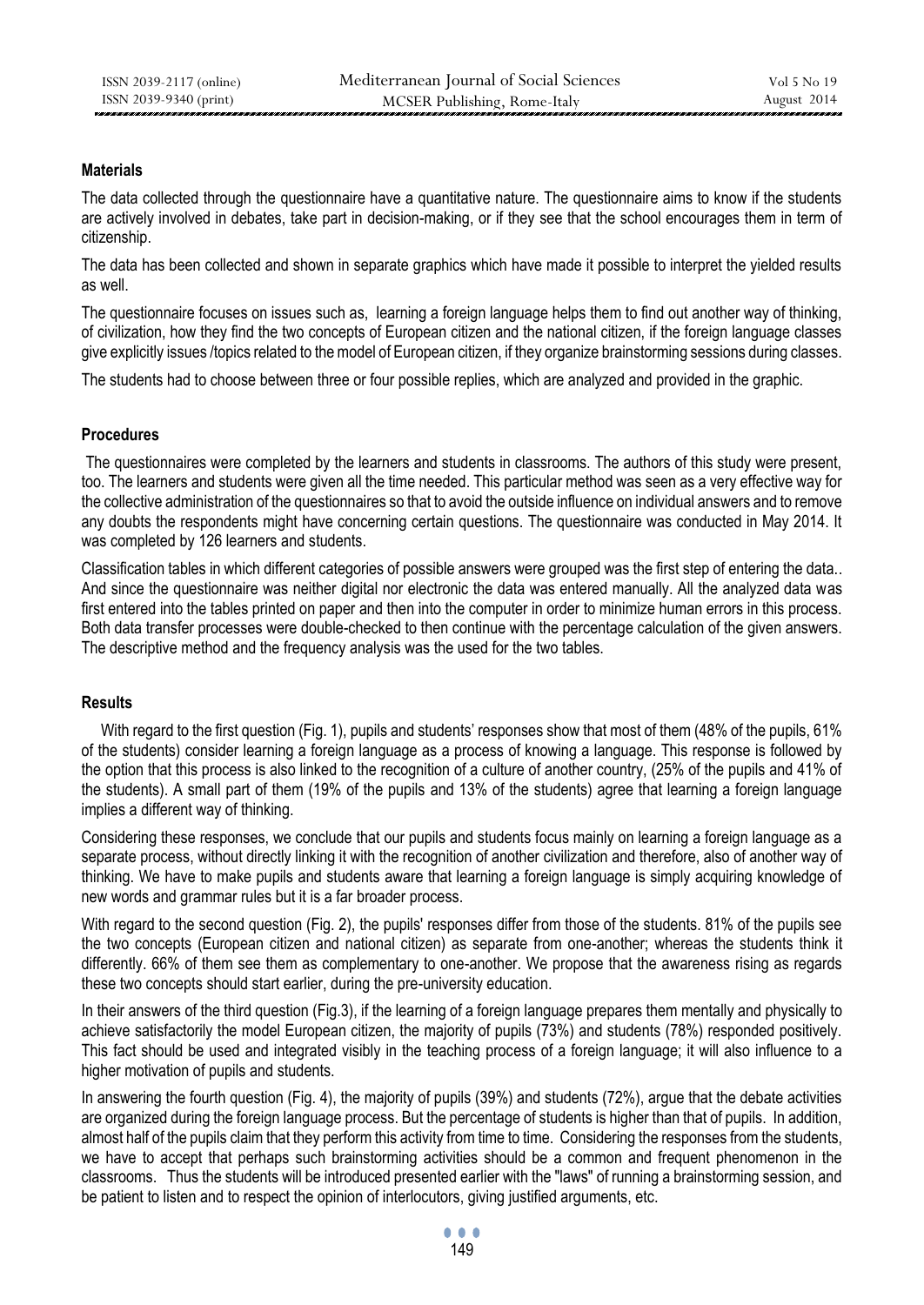**Materials**

The data collected through the questionnaire have a quantitative nature. The questionnaire aims to know if the students are actively involved in debates, take part in decision-making, or if they see that the school encourages them in term of citizenship.

The data has been collected and shown in separate graphics which have made it possible to interpret the yielded results as well.

The questionnaire focuses on issues such as, learning a foreign language helps them to find out another way of thinking, of civilization, how they find the two concepts of European citizen and the national citizen, if the foreign language classes give explicitly issues /topics related to the model of European citizen, if they organize brainstorming sessions during classes.

The students had to choose between three or four possible replies, which are analyzed and provided in the graphic.

**Procedures**

The questionnaires were completed by the learners and students in classrooms. The authors of this study were present, too. The learners and students were given all the time needed. This particular method was seen as a very effective way for the collective administration of the questionnaires so that to avoid the outside influence on individual answers and to remove any doubts the respondents might have concerning certain questions. The questionnaire was conducted in May 2014. It was completed by 126 learners and students.

Classification tables in which different categories of possible answers were grouped was the first step of entering the data.. And since the questionnaire was neither digital nor electronic the data was entered manually. All the analyzed data was first entered into the tables printed on paper and then into the computer in order to minimize human errors in this process. Both data transfer processes were double-checked to then continue with the percentage calculation of the given answers. The descriptive method and the frequency analysis was the used for the two tables.

**Results**

With regard to the first question (Fig. 1), pupils and students' responses show that most of them (48% of the pupils, 61% of the students) consider learning a foreign language as a process of knowing a language. This response is followed by the option that this process is also linked to the recognition of a culture of another country, (25% of the pupils and 41% of the students). A small part of them (19% of the pupils and 13% of the students) agree that learning a foreign language implies a different way of thinking.

Considering these responses, we conclude that our pupils and students focus mainly on learning a foreign language as a separate process, without directly linking it with the recognition of another civilization and therefore, also of another way of thinking. We have to make pupils and students aware that learning a foreign language is simply acquiring knowledge of new words and grammar rules but it is a far broader process.

With regard to the second question (Fig. 2), the pupils' responses differ from those of the students. 81% of the pupils see the two concepts (European citizen and national citizen) as separate from one-another; whereas the students think it differently. 66% of them see them as complementary to one-another. We propose that the awareness rising as regards these two concepts should start earlier, during the pre-university education.

In their answers of the third question (Fig.3), if the learning of a foreign language prepares them mentally and physically to achieve satisfactorily the model European citizen, the majority of pupils (73%) and students (78%) responded positively. This fact should be used and integrated visibly in the teaching process of a foreign language; it will also influence to a higher motivation of pupils and students.

In answering the fourth question (Fig. 4), the majority of pupils (39%) and students (72%), argue that the debate activities are organized during the foreign language process. But the percentage of students is higher than that of pupils. In addition, almost half of the pupils claim that they perform this activity from time to time. Considering the responses from the students, we have to accept that perhaps such brainstorming activities should be a common and frequent phenomenon in the classrooms. Thus the students will be introduced presented earlier with the "laws" of running a brainstorming session, and be patient to listen and to respect the opinion of interlocutors, giving justified arguments, etc.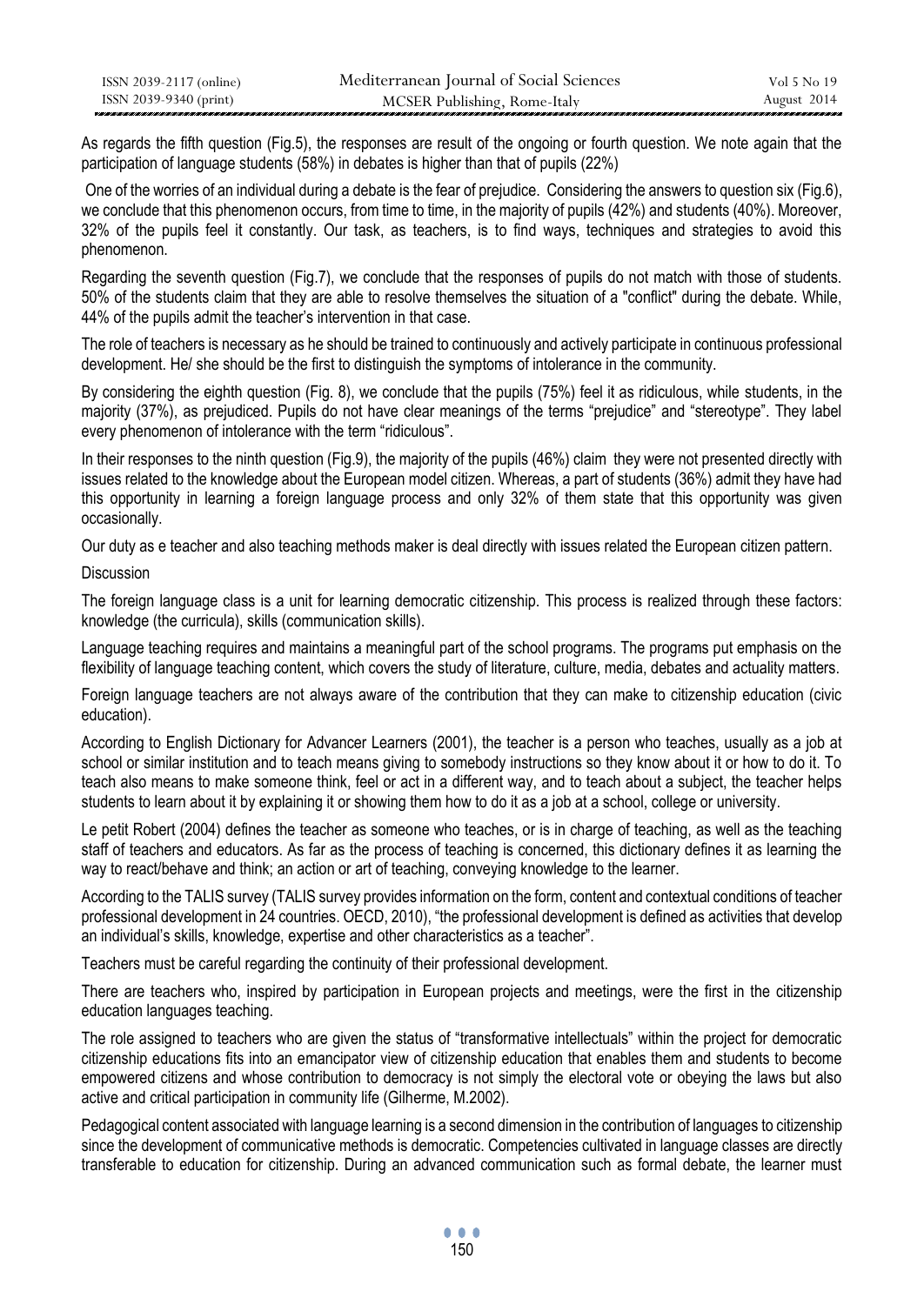As regards the fifth question (Fig.5), the responses are result of the ongoing or fourth question. We note again that the participation of language students (58%) in debates is higher than that of pupils (22%)

One of the worries of an individual during a debate is the fear of prejudice. Considering the answers to question six (Fig.6), we conclude that this phenomenon occurs, from time to time, in the majority of pupils (42%) and students (40%). Moreover, 32% of the pupils feel it constantly. Our task, as teachers, is to find ways, techniques and strategies to avoid this phenomenon.

Regarding the seventh question (Fig.7), we conclude that the responses of pupils do not match with those of students. 50% of the students claim that they are able to resolve themselves the situation of a "conflict" during the debate. While, 44% of the pupils admit the teacher's intervention in that case.

The role of teachers is necessary as he should be trained to continuously and actively participate in continuous professional development. He/ she should be the first to distinguish the symptoms of intolerance in the community.

By considering the eighth question (Fig. 8), we conclude that the pupils (75%) feel it as ridiculous, while students, in the majority (37%), as prejudiced. Pupils do not have clear meanings of the terms "prejudice" and "stereotype". They label every phenomenon of intolerance with the term "ridiculous".

In their responses to the ninth question (Fig.9), the majority of the pupils (46%) claim they were not presented directly with issues related to the knowledge about the European model citizen. Whereas, a part of students (36%) admit they have had this opportunity in learning a foreign language process and only 32% of them state that this opportunity was given occasionally.

Our duty as e teacher and also teaching methods maker is deal directly with issues related the European citizen pattern.

Discussion

The foreign language class is a unit for learning democratic citizenship. This process is realized through these factors: knowledge (the curricula), skills (communication skills).

Language teaching requires and maintains a meaningful part of the school programs. The programs put emphasis on the flexibility of language teaching content, which covers the study of literature, culture, media, debates and actuality matters.

Foreign language teachers are not always aware of the contribution that they can make to citizenship education (civic education).

According to English Dictionary for Advancer Learners (2001), the teacher is a person who teaches, usually as a job at school or similar institution and to teach means giving to somebody instructions so they know about it or how to do it. To teach also means to make someone think, feel or act in a different way, and to teach about a subject, the teacher helps students to learn about it by explaining it or showing them how to do it as a job at a school, college or university.

Le petit Robert (2004) defines the teacher as someone who teaches, or is in charge of teaching, as well as the teaching staff of teachers and educators. As far as the process of teaching is concerned, this dictionary defines it as learning the way to react/behave and think; an action or art of teaching, conveying knowledge to the learner.

According to the TALIS survey (TALIS survey provides information on the form, content and contextual conditions of teacher professional development in 24 countries. OECD, 2010), "the professional development is defined as activities that develop an individual's skills, knowledge, expertise and other characteristics as a teacher".

Teachers must be careful regarding the continuity of their professional development.

There are teachers who, inspired by participation in European projects and meetings, were the first in the citizenship education languages teaching.

The role assigned to teachers who are given the status of "transformative intellectuals" within the project for democratic citizenship educations fits into an emancipator view of citizenship education that enables them and students to become empowered citizens and whose contribution to democracy is not simply the electoral vote or obeying the laws but also active and critical participation in community life (Gilherme, M.2002).

Pedagogical content associated with language learning is a second dimension in the contribution of languages to citizenship since the development of communicative methods is democratic. Competencies cultivated in language classes are directly transferable to education for citizenship. During an advanced communication such as formal debate, the learner must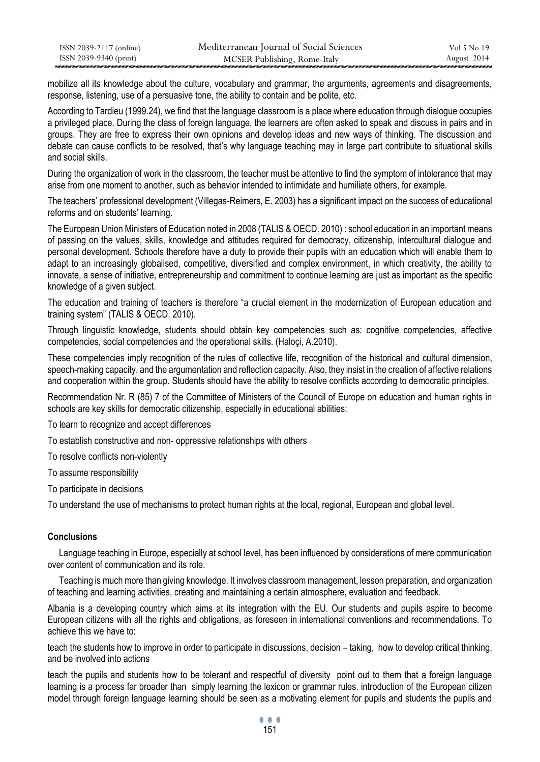mobilize all its knowledge about the culture, vocabulary and grammar, the arguments, agreements and disagreements, response, listening, use of a persuasive tone, the ability to contain and be polite, etc.

According to Tardieu (1999.24), we find that the language classroom is a place where education through dialogue occupies a privileged place. During the class of foreign language, the learners are often asked to speak and discuss in pairs and in groups. They are free to express their own opinions and develop ideas and new ways of thinking. The discussion and debate can cause conflicts to be resolved, that's why language teaching may in large part contribute to situational skills and social skills.

During the organization of work in the classroom, the teacher must be attentive to find the symptom of intolerance that may arise from one moment to another, such as behavior intended to intimidate and humiliate others, for example.

The teachers' professional development (Villegas-Reimers, E. 2003) has a significant impact on the success of educational reforms and on students' learning.

The European Union Ministers of Education noted in 2008 (TALIS & OECD. 2010) : school education in an important means of passing on the values, skills, knowledge and attitudes required for democracy, citizenship, intercultural dialogue and personal development. Schools therefore have a duty to provide their pupils with an education which will enable them to adapt to an increasingly globalised, competitive, diversified and complex environment, in which creativity, the ability to innovate, a sense of initiative, entrepreneurship and commitment to continue learning are just as important as the specific knowledge of a given subject.

The education and training of teachers is therefore "a crucial element in the modernization of European education and training system" (TALIS & OECD. 2010).

Through linguistic knowledge, students should obtain key competencies such as: cognitive competencies, affective competencies, social competencies and the operational skills. (Haloçi, A.2010).

These competencies imply recognition of the rules of collective life, recognition of the historical and cultural dimension, speech-making capacity, and the argumentation and reflection capacity. Also, they insist in the creation of affective relations and cooperation within the group. Students should have the ability to resolve conflicts according to democratic principles.

Recommendation Nr. R (85) 7 of the Committee of Ministers of the Council of Europe on education and human rights in schools are key skills for democratic citizenship, especially in educational abilities:

To learn to recognize and accept differences

To establish constructive and non- oppressive relationships with others

To resolve conflicts non-violently

To assume responsibility

To participate in decisions

To understand the use of mechanisms to protect human rights at the local, regional, European and global level.

## Conclusions

Language teaching in Europe, especially at school level, has been influenced by considerations of mere communication over content of communication and its role.

Teaching is much more than giving knowledge. It involves classroom management, lesson preparation, and organization of teaching and learning activities, creating and maintaining a certain atmosphere, evaluation and feedback.

Albania is a developing country which aims at its integration with the EU. Our students and pupils aspire to become European citizens with all the rights and obligations, as foreseen in international conventions and recommendations. To achieve this we have to:

teach the students how to improve in order to participate in discussions, decision – taking, how to develop critical thinking, and be involved into actions

teach the pupils and students how to be tolerant and respectful of diversity point out to them that a foreign language learning is a process far broader than simply learning the lexicon or grammar rules. introduction of the European citizen model through foreign language learning should be seen as a motivating element for pupils and students the pupils and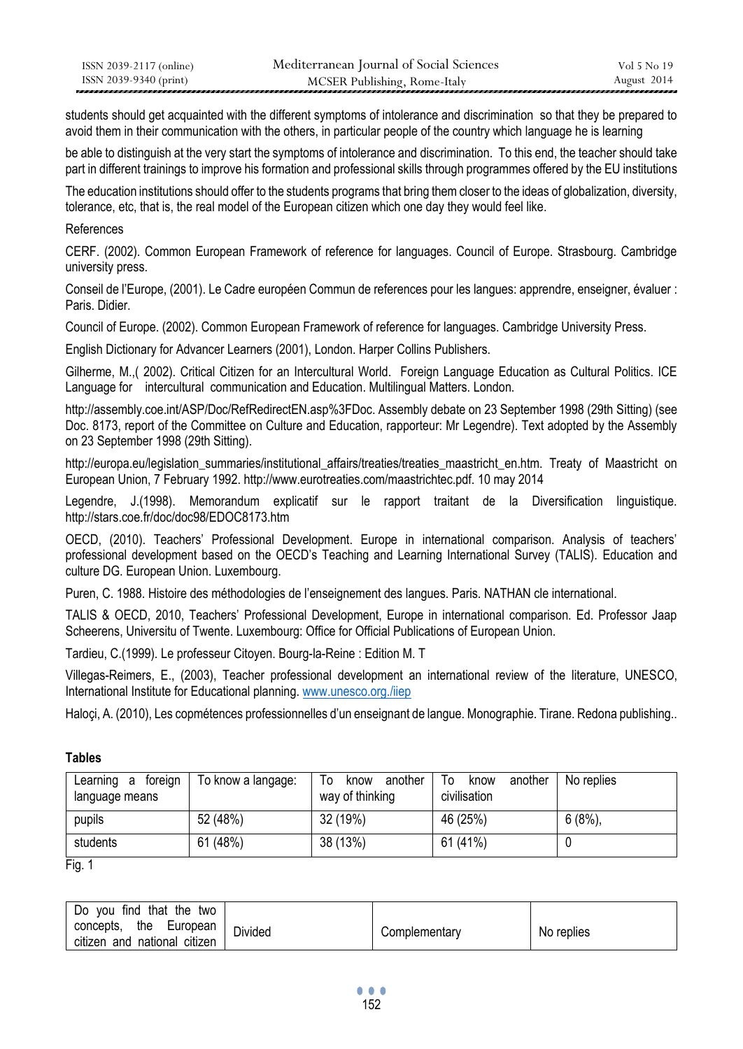students should get acquainted with the different symptoms of intolerance and discrimination so that they be prepared to avoid them in their communication with the others, in particular people of the country which language he is learning

be able to distinguish at the very start the symptoms of intolerance and discrimination. To this end, the teacher should take part in different trainings to improve his formation and professional skills through programmes offered by the EU institutions

The education institutions should offer to the students programs that bring them closer to the ideas of globalization, diversity, tolerance, etc, that is, the real model of the European citizen which one day they would feel like.

References

CERF. (2002). Common European Framework of reference for languages. Council of Europe. Strasbourg. Cambridge university press.

Conseil de l'Europe, (2001). Le Cadre européen Commun de references pour les langues: apprendre, enseigner, évaluer : Paris. Didier.

Council of Europe. (2002). Common European Framework of reference for languages. Cambridge University Press.

English Dictionary for Advancer Learners (2001), London. Harper Collins Publishers.

Gilherme, M.,( 2002). Critical Citizen for an Intercultural World. Foreign Language Education as Cultural Politics. ICE Language for intercultural communication and Education. Multilingual Matters. London.

http://assembly.coe.int/ASP/Doc/RefRedirectEN.asp%3FDoc. Assembly debate on 23 September 1998 (29th Sitting) (see Doc. 8173, report of the Committee on Culture and Education, rapporteur: Mr Legendre). Text adopted by the Assembly on 23 September 1998 (29th Sitting).

http://europa.eu/legislation_summaries/institutional_affairs/treaties/treaties_maastricht_en.htm. Treaty of Maastricht on European Union, 7 February 1992. http://www.eurotreaties.com/maastrichtec.pdf. 10 may 2014

Legendre, J.(1998). Memorandum explicatif sur le rapport traitant de la Diversification linguistique. http://stars.coe.fr/doc/doc98/EDOC8173.htm

OECD, (2010). Teachers' Professional Development. Europe in international comparison. Analysis of teachers' professional development based on the OECD's Teaching and Learning International Survey (TALIS). Education and culture DG. European Union. Luxembourg.

Puren, C. 1988. Histoire des méthodologies de l'enseignement des langues. Paris. NATHAN cle international.

TALIS & OECD, 2010, Teachers' Professional Development, Europe in international comparison. Ed. Professor Jaap Scheerens, Universitu of Twente. Luxembourg: Office for Official Publications of European Union.

Tardieu, C.(1999). Le professeur Citoyen. Bourg-la-Reine : Edition M. T

Villegas-Reimers, E., (2003), Teacher professional development an international review of the literature, UNESCO, International Institute for Educational planning. www.unesco.org./iiep

Haloçi, A. (2010), Les copmétences professionnelles d'un enseignant de langue. Monographie. Tirane. Redona publishing..

**Tables**

| Learning a foreign language means | To know a langage: | To know another way of thinking | To know another civilisation | No replies |
|---|---|---|---|---|
| pupils | 52 (48%) | 32 (19%) | 46 (25%) | 6 (8%), |
| students | 61 (48%) | 38 (13%) | 61 (41%) | 0 |

Fig. 1

| Do you find that the two concepts, the European citizen and national citizen | Divided | Complementary | No replies |
|---|---|---|---|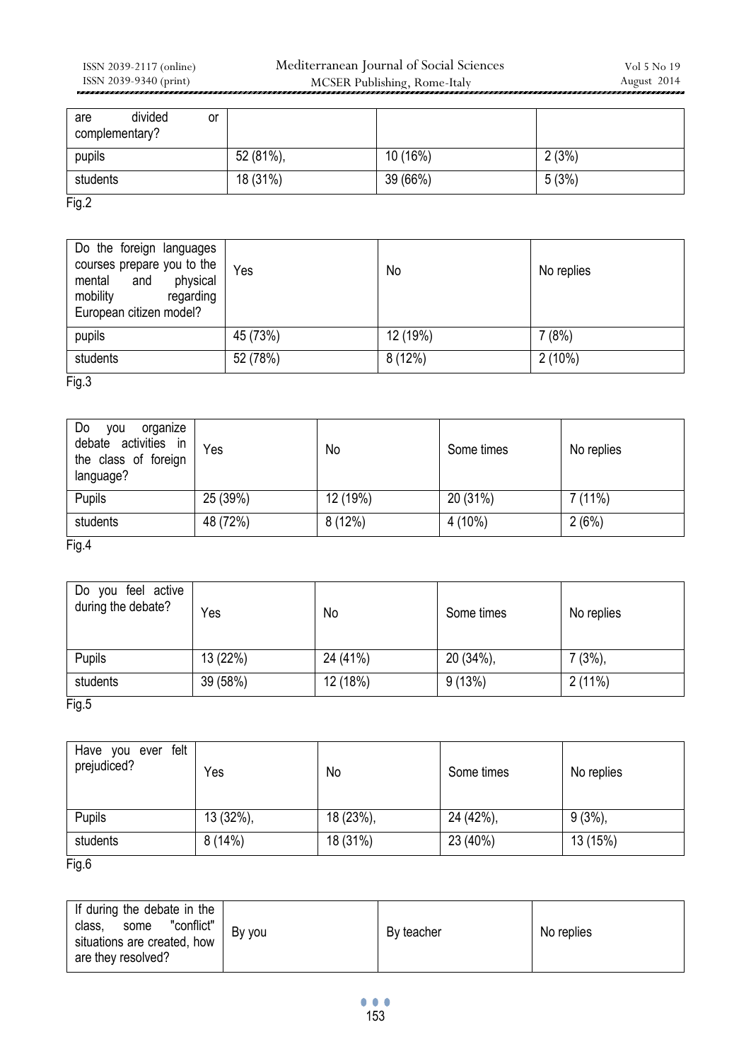| are divided or complementary? | | | |
|---|---|---|---|
| pupils | 52 (81%), | 10 (16%) | 2 (3%) |
| students | 18 (31%) | 39 (66%) | 5 (3%) |

Fig.2

| Do the foreign languages courses prepare you to the mental and physical mobility regarding European citizen model? | Yes | No | No replies |
|---|---|---|---|
| pupils | 45 (73%) | 12 (19%) | 7 (8%) |
| students | 52 (78%) | 8 (12%) | 2 (10%) |

Fig.3

| Do you organize debate activities in the class of foreign language? | Yes | No | Some times | No replies |
|---|---|---|---|---|
| Pupils | 25 (39%) | 12 (19%) | 20 (31%) | 7 (11%) |
| students | 48 (72%) | 8 (12%) | 4 (10%) | 2 (6%) |

Fig.4

| Do you feel active during the debate? | Yes | No | Some times | No replies |
|---|---|---|---|---|
| Pupils | 13 (22%) | 24 (41%) | 20 (34%), | 7 (3%), |
| students | 39 (58%) | 12 (18%) | 9 (13%) | 2 (11%) |

Fig.5

| Have you ever felt prejudiced? | Yes | No | Some times | No replies |
|---|---|---|---|---|
| Pupils | 13 (32%), | 18 (23%), | 24 (42%), | 9 (3%), |
| students | 8 (14%) | 18 (31%) | 23 (40%) | 13 (15%) |

Fig.6

| If during the debate in the class, some "conflict" situations are created, how are they resolved? | By you | By teacher | No replies |
|---|---|---|---|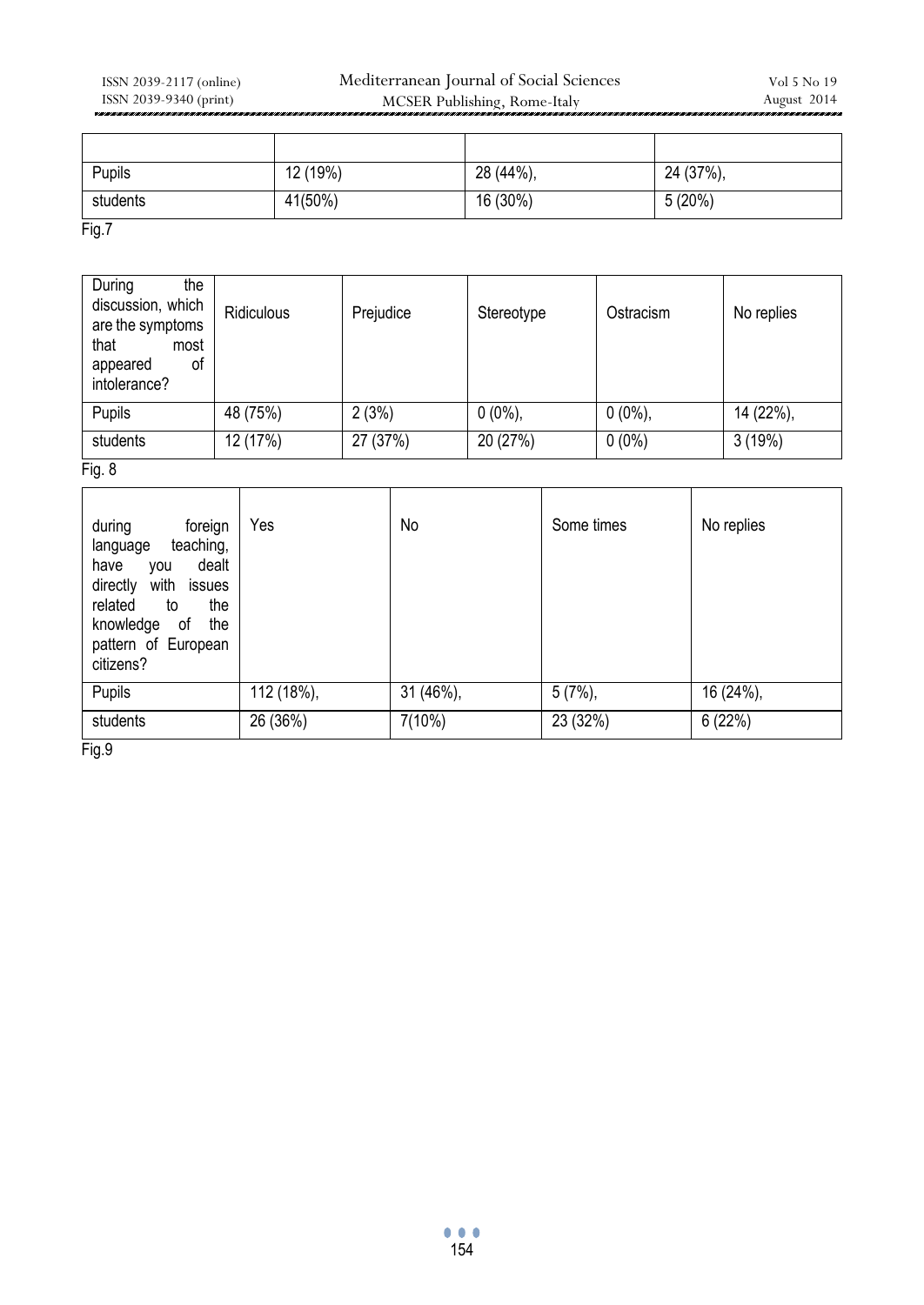| | | | |
|---|---|---|---|
| Pupils | 12 (19%) | 28 (44%), | 24 (37%), |
| students | 41(50%) | 16 (30%) | 5 (20%) |

Fig.7

| During the discussion, which are the symptoms that most appeared of intolerance? | Ridiculous | Prejudice | Stereotype | Ostracism | No replies |
|---|---|---|---|---|---|
| Pupils | 48 (75%) | 2 (3%) | 0 (0%), | 0 (0%), | 14 (22%), |
| students | 12 (17%) | 27 (37%) | 20 (27%) | 0 (0%) | 3 (19%) |

Fig. 8

| during foreign language teaching, have you dealt directly with issues related to the knowledge of the pattern of European citizens? | Yes | No | Some times | No replies |
|---|---|---|---|---|
| Pupils | 112 (18%), | 31 (46%), | 5 (7%), | 16 (24%), |
| students | 26 (36%) | 7(10%) | 23 (32%) | 6 (22%) |

Fig.9